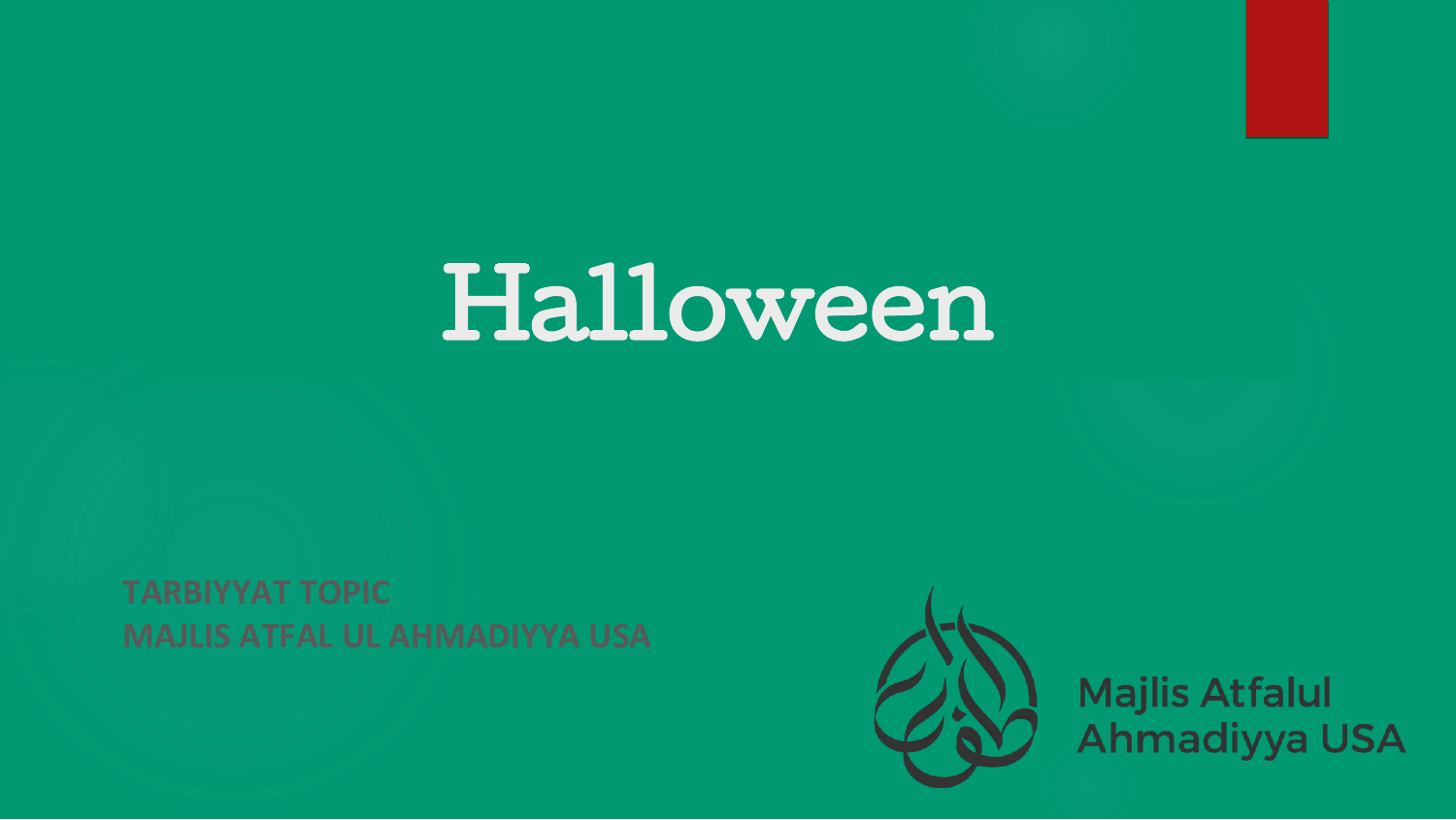# Halloween

TARBIYYAT TOPIC
MAJLIS ATFAL UL AHMADIYYA USA

Majlis Atfalul
Ahmadiyya USA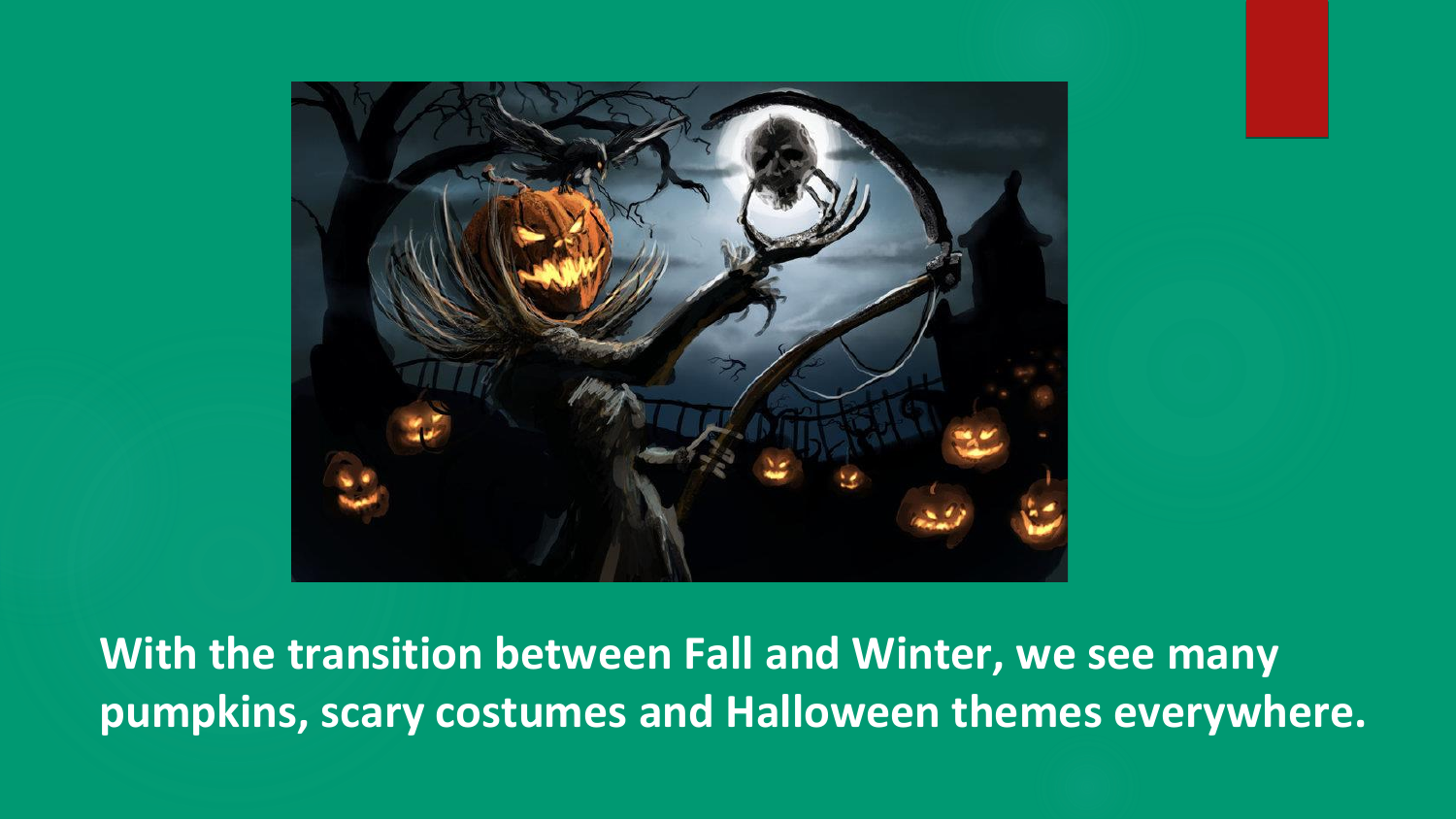**With the transition between Fall and Winter, we see many pumpkins, scary costumes and Halloween themes everywhere.**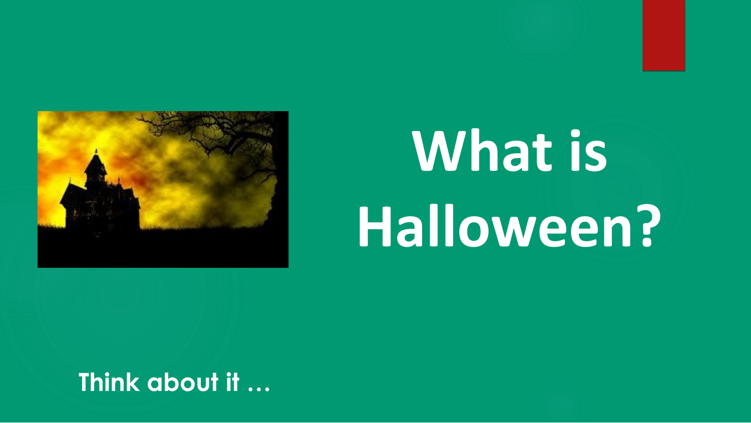# What is Halloween?

**Think about it …**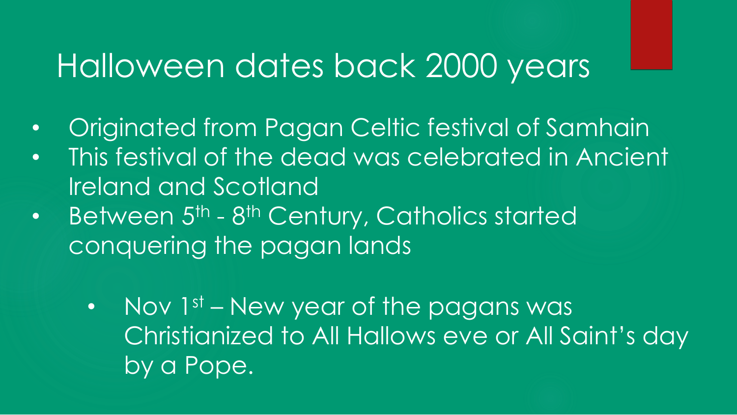# Halloween dates back 2000 years

- Originated from Pagan Celtic festival of Samhain
- This festival of the dead was celebrated in Ancient Ireland and Scotland
- Between $5^{th}$ - $8^{th}$ Century, Catholics started conquering the pagan lands
  - Nov $1^{st}$ – New year of the pagans was Christianized to All Hallows eve or All Saint's day by a Pope.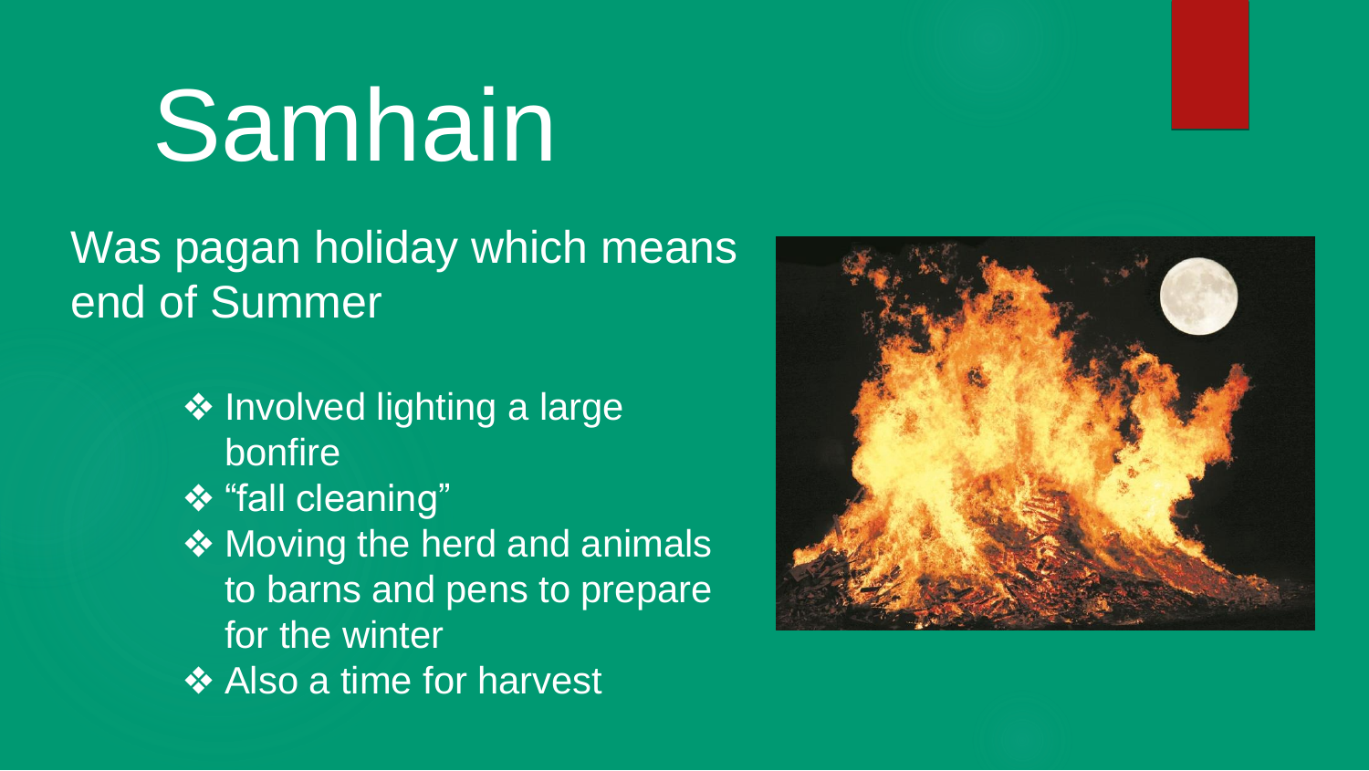# Samhain

Was pagan holiday which means end of Summer

- Involved lighting a large bonfire
- "fall cleaning"
- Moving the herd and animals to barns and pens to prepare for the winter
- Also a time for harvest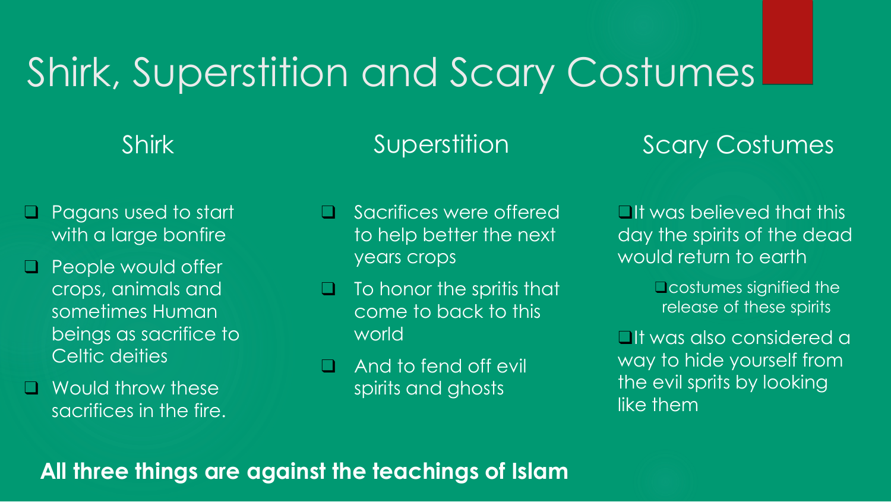# Shirk, Superstition and Scary Costumes

## Shirk

- Pagans used to start with a large bonfire
- People would offer crops, animals and sometimes Human beings as sacrifice to Celtic deities
- Would throw these sacrifices in the fire.

## Superstition

- Sacrifices were offered to help better the next years crops
- To honor the spritis that come to back to this world
- And to fend off evil spirits and ghosts

## Scary Costumes

- It was believed that this day the spirits of the dead would return to earth
  - costumes signified the release of these spirits
- It was also considered a way to hide yourself from the evil sprits by looking like them

**All three things are against the teachings of Islam**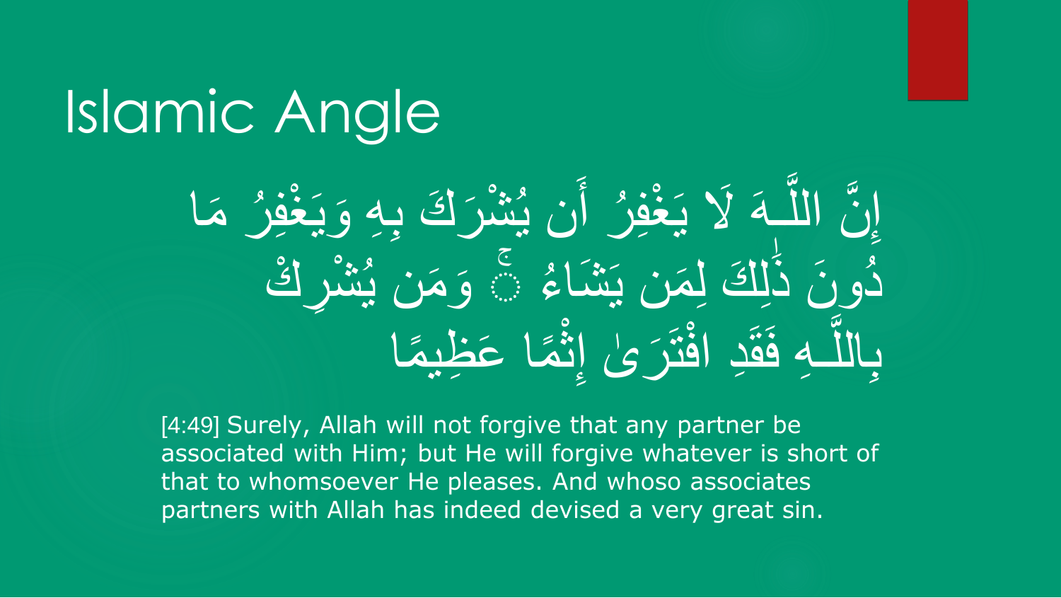# Islamic Angle

إِنَّ اللَّـهَ لَا يَغْفِرُ أَن يُشْرَكَ بِهِ وَيَغْفِرُ مَا دُونَ ذَٰلِكَ لِمَن يَشَاءُ ۚ وَمَن يُشْرِكْ بِاللَّـهِ فَقَدِ افْتَرَىٰ إِثْمًا عَظِيمًا

[4:49] Surely, Allah will not forgive that any partner be associated with Him; but He will forgive whatever is short of that to whomsoever He pleases. And whoso associates partners with Allah has indeed devised a very great sin.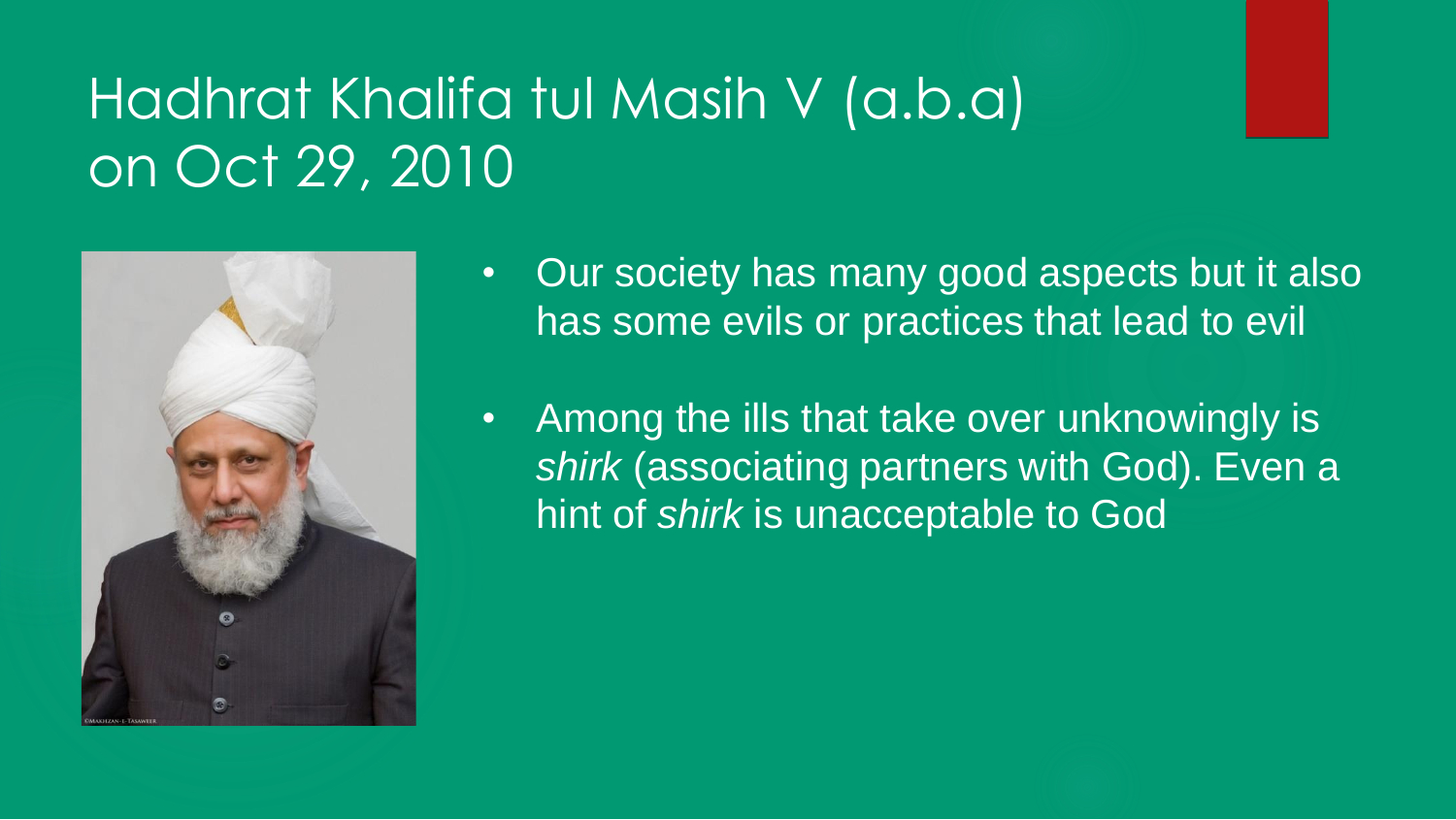# Hadhrat Khalifa tul Masih V (a.b.a) on Oct 29, 2010

- Our society has many good aspects but it also has some evils or practices that lead to evil
- Among the ills that take over unknowingly is *shirk* (associating partners with God). Even a hint of *shirk* is unacceptable to God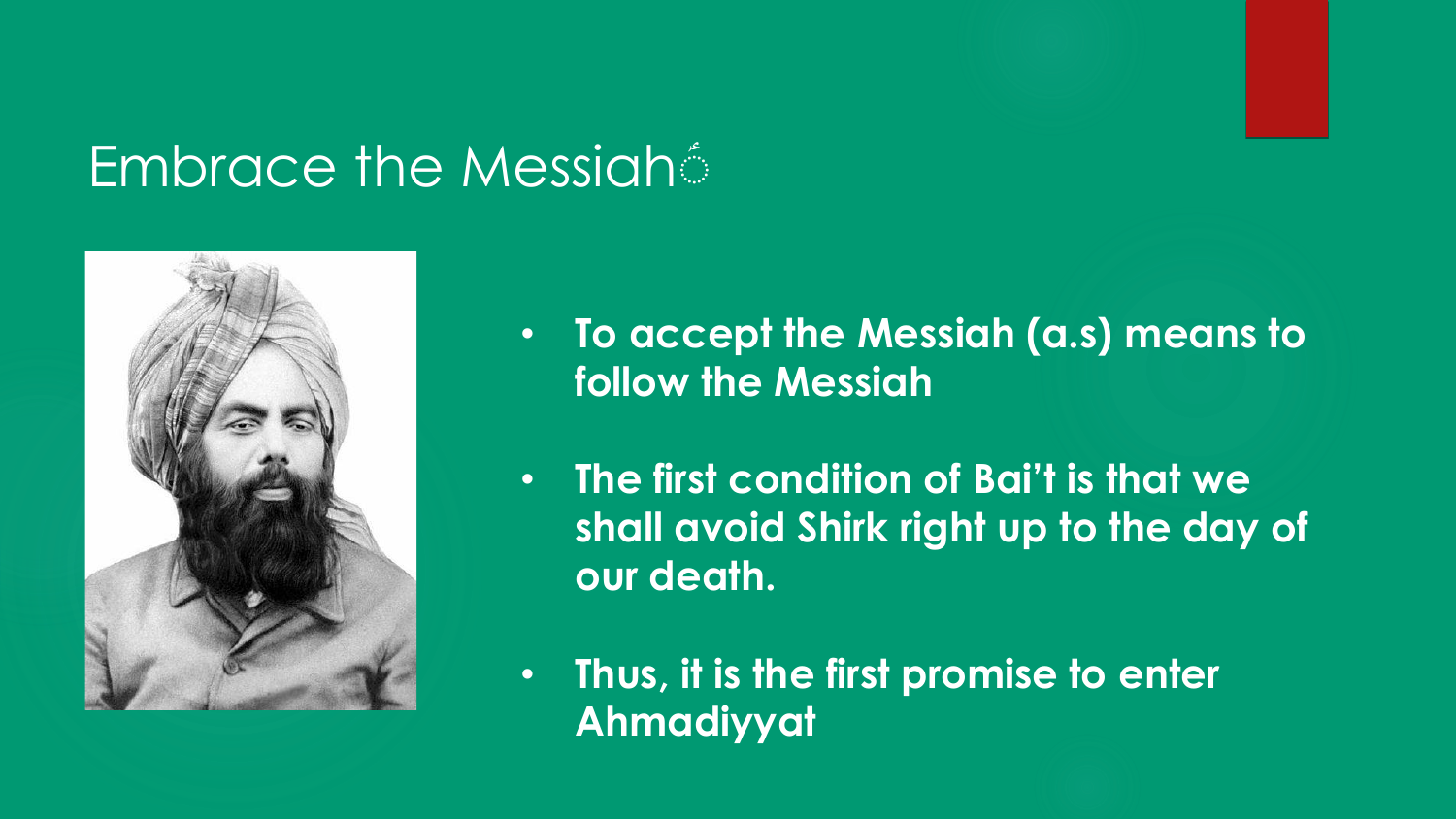# Embrace the Messiahؑ

- **To accept the Messiah (a.s) means to follow the Messiah**
- **The first condition of Bai't is that we shall avoid Shirk right up to the day of our death.**
- **Thus, it is the first promise to enter Ahmadiyyat**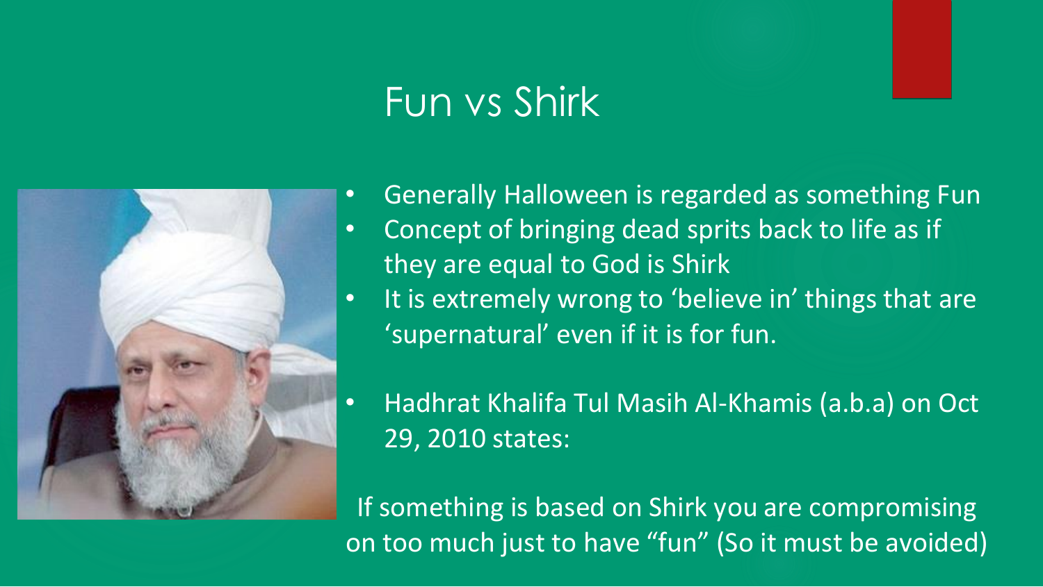# Fun vs Shirk

- Generally Halloween is regarded as something Fun
- Concept of bringing dead sprits back to life as if they are equal to God is Shirk
- It is extremely wrong to 'believe in' things that are 'supernatural' even if it is for fun.
- Hadhrat Khalifa Tul Masih Al-Khamis (a.b.a) on Oct 29, 2010 states:

If something is based on Shirk you are compromising on too much just to have "fun" (So it must be avoided)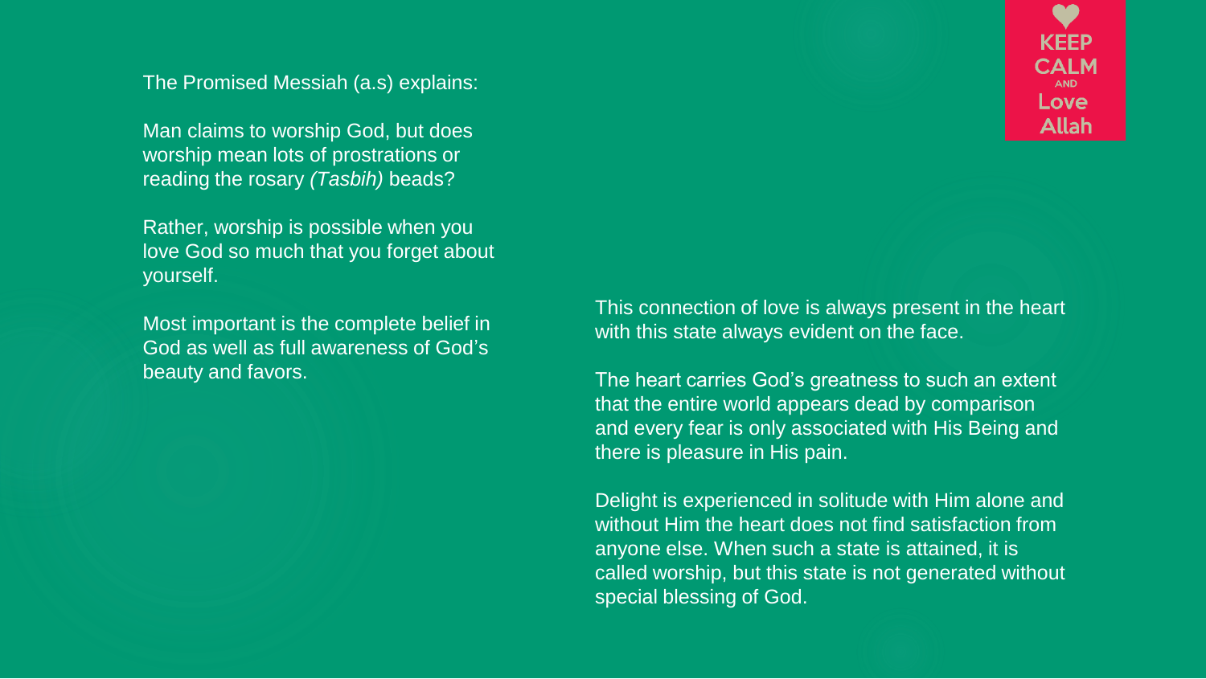KEEP CALM AND Love Allah

The Promised Messiah (a.s) explains:

Man claims to worship God, but does worship mean lots of prostrations or reading the rosary *(Tasbih)* beads?

Rather, worship is possible when you love God so much that you forget about yourself.

Most important is the complete belief in God as well as full awareness of God's beauty and favors.

This connection of love is always present in the heart with this state always evident on the face.

The heart carries God's greatness to such an extent that the entire world appears dead by comparison and every fear is only associated with His Being and there is pleasure in His pain.

Delight is experienced in solitude with Him alone and without Him the heart does not find satisfaction from anyone else. When such a state is attained, it is called worship, but this state is not generated without special blessing of God.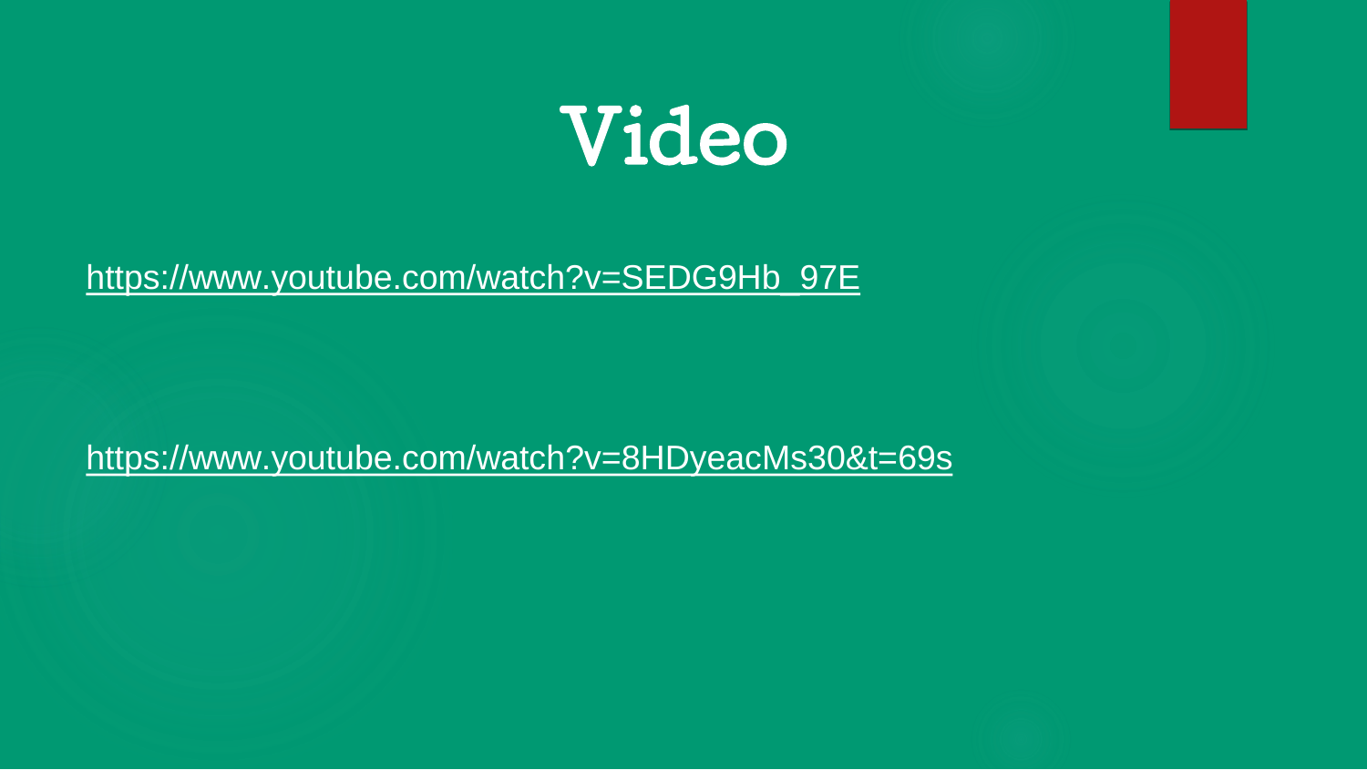# Video

https://www.youtube.com/watch?v=SEDG9Hb_97E

https://www.youtube.com/watch?v=8HDyeacMs30&t=69s